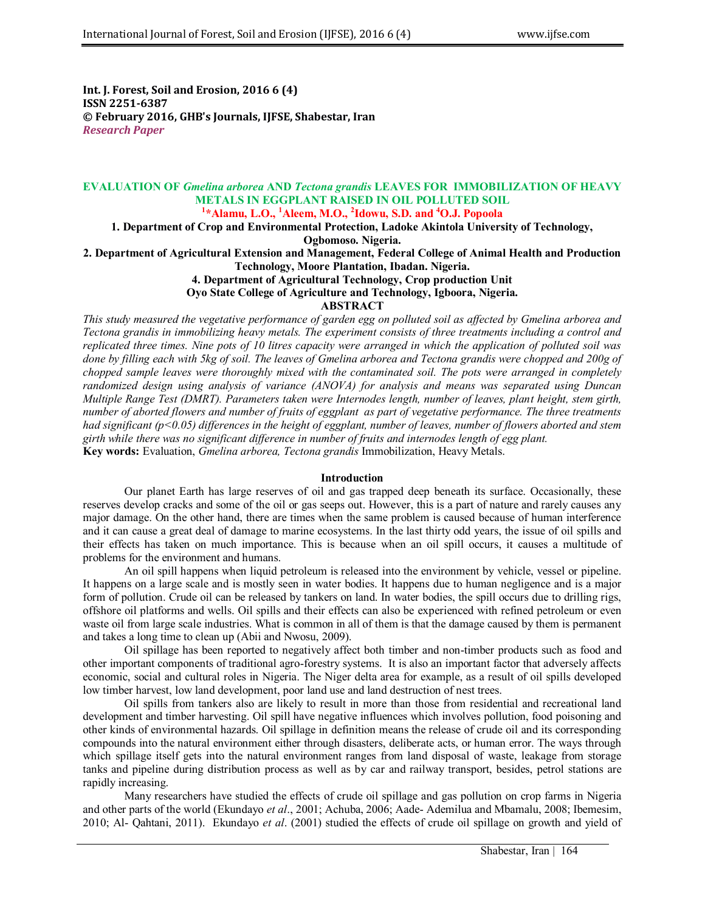**Int. J. Forest, Soil and Erosion, 2016 6 (4)**
**ISSN 2251-6387**
**© February 2016, GHB's Journals, IJFSE, Shabestar, Iran**
*Research Paper*

# EVALUATION OF *Gmelina arborea* AND *Tectona grandis* LEAVES FOR IMMOBILIZATION OF HEAVY METALS IN EGGPLANT RAISED IN OIL POLLUTED SOIL

**[1]*Alamu, L.O., [1]Aleem, M.O., [2]Idowu, S.D. and [4]O.J. Popoola**

**1. Department of Crop and Environmental Protection, Ladoke Akintola University of Technology, Ogbomoso. Nigeria.**

**2. Department of Agricultural Extension and Management, Federal College of Animal Health and Production Technology, Moore Plantation, Ibadan. Nigeria.**

**4. Department of Agricultural Technology, Crop production Unit Oyo State College of Agriculture and Technology, Igboora, Nigeria.**

## ABSTRACT

*This study measured the vegetative performance of garden egg on polluted soil as affected by Gmelina arborea and Tectona grandis in immobilizing heavy metals. The experiment consists of three treatments including a control and replicated three times. Nine pots of 10 litres capacity were arranged in which the application of polluted soil was done by filling each with 5kg of soil. The leaves of Gmelina arborea and Tectona grandis were chopped and 200g of chopped sample leaves were thoroughly mixed with the contaminated soil. The pots were arranged in completely randomized design using analysis of variance (ANOVA) for analysis and means was separated using Duncan Multiple Range Test (DMRT). Parameters taken were Internodes length, number of leaves, plant height, stem girth, number of aborted flowers and number of fruits of eggplant as part of vegetative performance. The three treatments had significant ($p<0.05$) differences in the height of eggplant, number of leaves, number of flowers aborted and stem girth while there was no significant difference in number of fruits and internodes length of egg plant.*

**Key words:** Evaluation, *Gmelina arborea, Tectona grandis* Immobilization, Heavy Metals.

## Introduction

Our planet Earth has large reserves of oil and gas trapped deep beneath its surface. Occasionally, these reserves develop cracks and some of the oil or gas seeps out. However, this is a part of nature and rarely causes any major damage. On the other hand, there are times when the same problem is caused because of human interference and it can cause a great deal of damage to marine ecosystems. In the last thirty odd years, the issue of oil spills and their effects has taken on much importance. This is because when an oil spill occurs, it causes a multitude of problems for the environment and humans.

An oil spill happens when liquid petroleum is released into the environment by vehicle, vessel or pipeline. It happens on a large scale and is mostly seen in water bodies. It happens due to human negligence and is a major form of pollution. Crude oil can be released by tankers on land. In water bodies, the spill occurs due to drilling rigs, offshore oil platforms and wells. Oil spills and their effects can also be experienced with refined petroleum or even waste oil from large scale industries. What is common in all of them is that the damage caused by them is permanent and takes a long time to clean up (Abii and Nwosu, 2009).

Oil spillage has been reported to negatively affect both timber and non-timber products such as food and other important components of traditional agro-forestry systems. It is also an important factor that adversely affects economic, social and cultural roles in Nigeria. The Niger delta area for example, as a result of oil spills developed low timber harvest, low land development, poor land use and land destruction of nest trees.

Oil spills from tankers also are likely to result in more than those from residential and recreational land development and timber harvesting. Oil spill have negative influences which involves pollution, food poisoning and other kinds of environmental hazards. Oil spillage in definition means the release of crude oil and its corresponding compounds into the natural environment either through disasters, deliberate acts, or human error. The ways through which spillage itself gets into the natural environment ranges from land disposal of waste, leakage from storage tanks and pipeline during distribution process as well as by car and railway transport, besides, petrol stations are rapidly increasing.

Many researchers have studied the effects of crude oil spillage and gas pollution on crop farms in Nigeria and other parts of the world (Ekundayo *et al*., 2001; Achuba, 2006; Aade- Ademilua and Mbamalu, 2008; Ibemesim, 2010; Al- Qahtani, 2011). Ekundayo *et al*. (2001) studied the effects of crude oil spillage on growth and yield of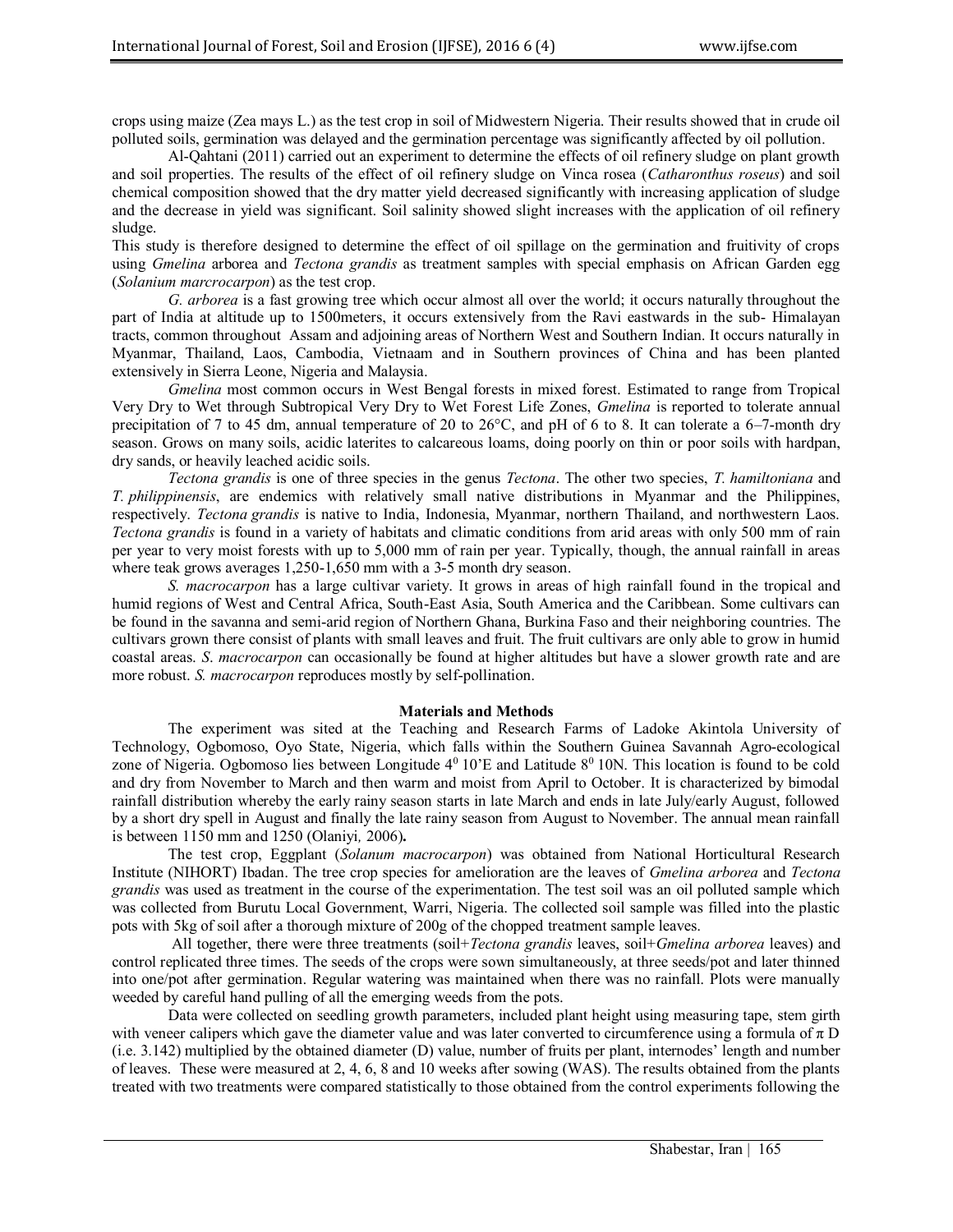crops using maize (Zea mays L.) as the test crop in soil of Midwestern Nigeria. Their results showed that in crude oil polluted soils, germination was delayed and the germination percentage was significantly affected by oil pollution.

Al-Qahtani (2011) carried out an experiment to determine the effects of oil refinery sludge on plant growth and soil properties. The results of the effect of oil refinery sludge on Vinca rosea (*Catharonthus roseus*) and soil chemical composition showed that the dry matter yield decreased significantly with increasing application of sludge and the decrease in yield was significant. Soil salinity showed slight increases with the application of oil refinery sludge.

This study is therefore designed to determine the effect of oil spillage on the germination and fruitivity of crops using *Gmelina* arborea and *Tectona grandis* as treatment samples with special emphasis on African Garden egg (*Solanium marcrocarpon*) as the test crop.

*G. arborea* is a fast growing tree which occur almost all over the world; it occurs naturally throughout the part of India at altitude up to 1500meters, it occurs extensively from the Ravi eastwards in the sub- Himalayan tracts, common throughout Assam and adjoining areas of Northern West and Southern Indian. It occurs naturally in Myanmar, Thailand, Laos, Cambodia, Vietnaam and in Southern provinces of China and has been planted extensively in Sierra Leone, Nigeria and Malaysia.

*Gmelina* most common occurs in West Bengal forests in mixed forest. Estimated to range from Tropical Very Dry to Wet through Subtropical Very Dry to Wet Forest Life Zones, *Gmelina* is reported to tolerate annual precipitation of 7 to 45 dm, annual temperature of 20 to 26°C, and pH of 6 to 8. It can tolerate a 6–7-month dry season. Grows on many soils, acidic laterites to calcareous loams, doing poorly on thin or poor soils with hardpan, dry sands, or heavily leached acidic soils.

*Tectona grandis* is one of three species in the genus *Tectona*. The other two species, *T. hamiltoniana* and *T. philippinensis*, are endemics with relatively small native distributions in Myanmar and the Philippines, respectively. *Tectona grandis* is native to India, Indonesia, Myanmar, northern Thailand, and northwestern Laos. *Tectona grandis* is found in a variety of habitats and climatic conditions from arid areas with only 500 mm of rain per year to very moist forests with up to 5,000 mm of rain per year. Typically, though, the annual rainfall in areas where teak grows averages 1,250-1,650 mm with a 3-5 month dry season.

*S. macrocarpon* has a large cultivar variety. It grows in areas of high rainfall found in the tropical and humid regions of West and Central Africa, South-East Asia, South America and the Caribbean. Some cultivars can be found in the savanna and semi-arid region of Northern Ghana, Burkina Faso and their neighboring countries. The cultivars grown there consist of plants with small leaves and fruit. The fruit cultivars are only able to grow in humid coastal areas. *S. macrocarpon* can occasionally be found at higher altitudes but have a slower growth rate and are more robust. *S. macrocarpon* reproduces mostly by self-pollination.

## Materials and Methods

The experiment was sited at the Teaching and Research Farms of Ladoke Akintola University of Technology, Ogbomoso, Oyo State, Nigeria, which falls within the Southern Guinea Savannah Agro-ecological zone of Nigeria. Ogbomoso lies between Longitude $4^0$ 10'E and Latitude $8^0$ 10N. This location is found to be cold and dry from November to March and then warm and moist from April to October. It is characterized by bimodal rainfall distribution whereby the early rainy season starts in late March and ends in late July/early August, followed by a short dry spell in August and finally the late rainy season from August to November. The annual mean rainfall is between 1150 mm and 1250 (Olaniyi*,* 2006)**.**

The test crop, Eggplant (*Solanum macrocarpon*) was obtained from National Horticultural Research Institute (NIHORT) Ibadan. The tree crop species for amelioration are the leaves of *Gmelina arborea* and *Tectona grandis* was used as treatment in the course of the experimentation. The test soil was an oil polluted sample which was collected from Burutu Local Government, Warri, Nigeria. The collected soil sample was filled into the plastic pots with 5kg of soil after a thorough mixture of 200g of the chopped treatment sample leaves.

All together, there were three treatments (soil+*Tectona grandis* leaves, soil+*Gmelina arborea* leaves) and control replicated three times. The seeds of the crops were sown simultaneously, at three seeds/pot and later thinned into one/pot after germination. Regular watering was maintained when there was no rainfall. Plots were manually weeded by careful hand pulling of all the emerging weeds from the pots.

Data were collected on seedling growth parameters, included plant height using measuring tape, stem girth with veneer calipers which gave the diameter value and was later converted to circumference using a formula of $\pi$ D (i.e. 3.142) multiplied by the obtained diameter (D) value, number of fruits per plant, internodes' length and number of leaves. These were measured at 2, 4, 6, 8 and 10 weeks after sowing (WAS). The results obtained from the plants treated with two treatments were compared statistically to those obtained from the control experiments following the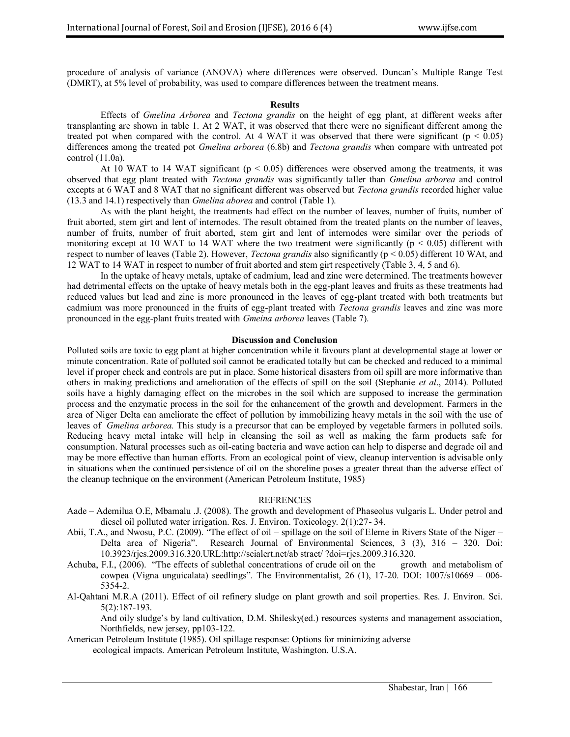procedure of analysis of variance (ANOVA) where differences were observed. Duncan's Multiple Range Test (DMRT), at 5% level of probability, was used to compare differences between the treatment means.

## Results

Effects of *Gmelina Arborea* and *Tectona grandis* on the height of egg plant, at different weeks after transplanting are shown in table 1. At 2 WAT, it was observed that there were no significant different among the treated pot when compared with the control. At 4 WAT it was observed that there were significant ($p < 0.05$) differences among the treated pot *Gmelina arborea* (6.8b) and *Tectona grandis* when compare with untreated pot control (11.0a).

At 10 WAT to 14 WAT significant ($p < 0.05$) differences were observed among the treatments, it was observed that egg plant treated with *Tectona grandis* was significantly taller than *Gmelina arborea* and control excepts at 6 WAT and 8 WAT that no significant different was observed but *Tectona grandis* recorded higher value (13.3 and 14.1) respectively than *Gmelina aborea* and control (Table 1).

As with the plant height, the treatments had effect on the number of leaves, number of fruits, number of fruit aborted, stem girt and lent of internodes. The result obtained from the treated plants on the number of leaves, number of fruits, number of fruit aborted, stem girt and lent of internodes were similar over the periods of monitoring except at 10 WAT to 14 WAT where the two treatment were significantly ($p < 0.05$) different with respect to number of leaves (Table 2). However, *Tectona grandis* also significantly ($p < 0.05$) different 10 WAt, and 12 WAT to 14 WAT in respect to number of fruit aborted and stem girt respectively (Table 3, 4, 5 and 6).

In the uptake of heavy metals, uptake of cadmium, lead and zinc were determined. The treatments however had detrimental effects on the uptake of heavy metals both in the egg-plant leaves and fruits as these treatments had reduced values but lead and zinc is more pronounced in the leaves of egg-plant treated with both treatments but cadmium was more pronounced in the fruits of egg-plant treated with *Tectona grandis* leaves and zinc was more pronounced in the egg-plant fruits treated with *Gmeina arborea* leaves (Table 7).

## Discussion and Conclusion

Polluted soils are toxic to egg plant at higher concentration while it favours plant at developmental stage at lower or minute concentration. Rate of polluted soil cannot be eradicated totally but can be checked and reduced to a minimal level if proper check and controls are put in place. Some historical disasters from oil spill are more informative than others in making predictions and amelioration of the effects of spill on the soil (Stephanie *et al*., 2014). Polluted soils have a highly damaging effect on the microbes in the soil which are supposed to increase the germination process and the enzymatic process in the soil for the enhancement of the growth and development. Farmers in the area of Niger Delta can ameliorate the effect of pollution by immobilizing heavy metals in the soil with the use of leaves of *Gmelina arborea.* This study is a precursor that can be employed by vegetable farmers in polluted soils. Reducing heavy metal intake will help in cleansing the soil as well as making the farm products safe for consumption. Natural processes such as oil-eating bacteria and wave action can help to disperse and degrade oil and may be more effective than human efforts. From an ecological point of view, cleanup intervention is advisable only in situations when the continued persistence of oil on the shoreline poses a greater threat than the adverse effect of the cleanup technique on the environment (American Petroleum Institute, 1985)

## REFRENCES

Aade – Ademilua O.E, Mbamalu .J. (2008). The growth and development of Phaseolus vulgaris L. Under petrol and diesel oil polluted water irrigation. Res. J. Environ. Toxicology. 2(1):27- 34.

Abii, T.A., and Nwosu, P.C. (2009). "The effect of oil – spillage on the soil of Eleme in Rivers State of the Niger – Delta area of Nigeria". Research Journal of Environmental Sciences, 3 (3), 316 – 320. Doi: 10.3923/rjes.2009.316.320.URL:http://scialert.net/ab stract/ ?doi=rjes.2009.316.320.

Achuba, F.I., (2006). "The effects of sublethal concentrations of crude oil on the growth and metabolism of cowpea (Vigna unguicalata) seedlings". The Environmentalist, 26 (1), 17-20. DOI: 1007/s10669 – 006-5354-2.

Al-Qahtani M.R.A (2011). Effect of oil refinery sludge on plant growth and soil properties. Res. J. Environ. Sci. 5(2):187-193.

And oily sludge's by land cultivation, D.M. Shilesky(ed.) resources systems and management association, Northfields, new jersey, pp103-122.

American Petroleum Institute (1985). Oil spillage response: Options for minimizing adverse ecological impacts. American Petroleum Institute, Washington. U.S.A.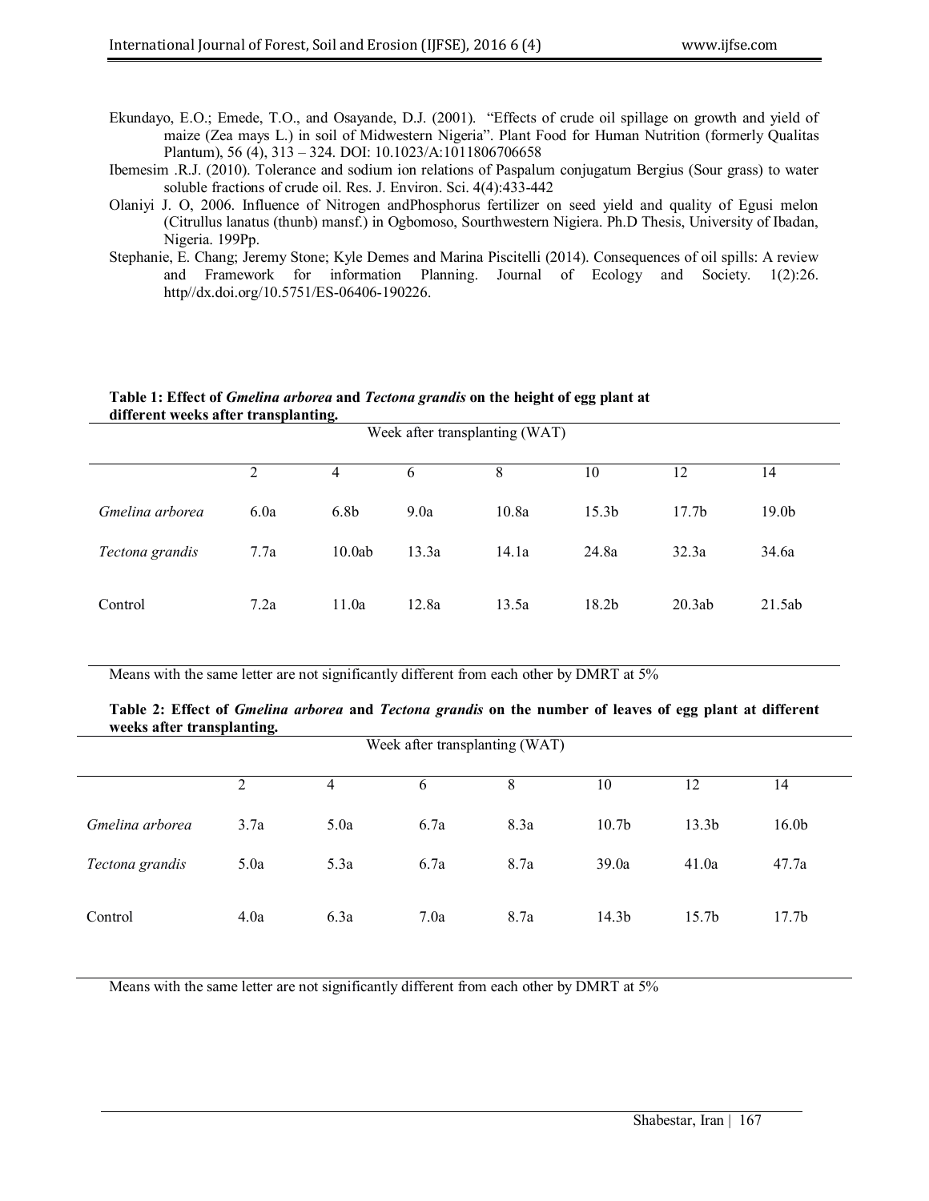Ekundayo, E.O.; Emede, T.O., and Osayande, D.J. (2001). "Effects of crude oil spillage on growth and yield of maize (Zea mays L.) in soil of Midwestern Nigeria". Plant Food for Human Nutrition (formerly Qualitas Plantum), 56 (4), 313 – 324. DOI: 10.1023/A:1011806706658

Ibemesim .R.J. (2010). Tolerance and sodium ion relations of Paspalum conjugatum Bergius (Sour grass) to water soluble fractions of crude oil. Res. J. Environ. Sci. 4(4):433-442

Olaniyi J. O, 2006. Influence of Nitrogen andPhosphorus fertilizer on seed yield and quality of Egusi melon (Citrullus lanatus (thunb) mansf.) in Ogbomoso, Southwestern Nigiera. Ph.D Thesis, University of Ibadan, Nigeria. 199Pp.

Stephanie, E. Chang; Jeremy Stone; Kyle Demes and Marina Piscitelli (2014). Consequences of oil spills: A review and Framework for information Planning. Journal of Ecology and Society. 1(2):26. http//dx.doi.org/10.5751/ES-06406-190226.

**Table 1: Effect of *Gmelina arborea* and *Tectona grandis* on the height of egg plant at different weeks after transplanting.**

| | Week after transplanting (WAT) | | | | | | |
|---|---|---|---|---|---|---|---|
| | 2 | 4 | 6 | 8 | 10 | 12 | 14 |
| *Gmelina arborea* | 6.0a | 6.8b | 9.0a | 10.8a | 15.3b | 17.7b | 19.0b |
| *Tectona grandis* | 7.7a | 10.0ab | 13.3a | 14.1a | 24.8a | 32.3a | 34.6a |
| Control | 7.2a | 11.0a | 12.8a | 13.5a | 18.2b | 20.3ab | 21.5ab |

Means with the same letter are not significantly different from each other by DMRT at 5%

**Table 2: Effect of *Gmelina arborea* and *Tectona grandis* on the number of leaves of egg plant at different weeks after transplanting.**

| | Week after transplanting (WAT) | | | | | | |
|---|---|---|---|---|---|---|---|
| | 2 | 4 | 6 | 8 | 10 | 12 | 14 |
| *Gmelina arborea* | 3.7a | 5.0a | 6.7a | 8.3a | 10.7b | 13.3b | 16.0b |
| *Tectona grandis* | 5.0a | 5.3a | 6.7a | 8.7a | 39.0a | 41.0a | 47.7a |
| Control | 4.0a | 6.3a | 7.0a | 8.7a | 14.3b | 15.7b | 17.7b |

Means with the same letter are not significantly different from each other by DMRT at 5%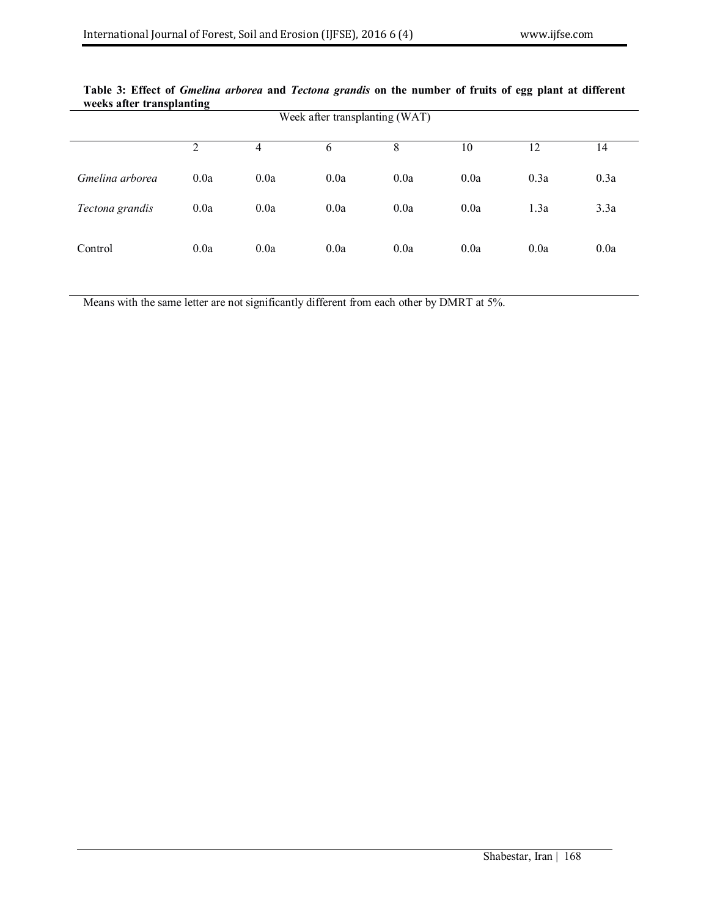**Table 3: Effect of *Gmelina arborea* and *Tectona grandis* on the number of fruits of egg plant at different weeks after transplanting**

| | Week after transplanting (WAT) | | | | | | |
|---|---|---|---|---|---|---|---|
| | 2 | 4 | 6 | 8 | 10 | 12 | 14 |
| *Gmelina arborea* | 0.0a | 0.0a | 0.0a | 0.0a | 0.0a | 0.3a | 0.3a |
| *Tectona grandis* | 0.0a | 0.0a | 0.0a | 0.0a | 0.0a | 1.3a | 3.3a |
| Control | 0.0a | 0.0a | 0.0a | 0.0a | 0.0a | 0.0a | 0.0a |

Means with the same letter are not significantly different from each other by DMRT at 5%.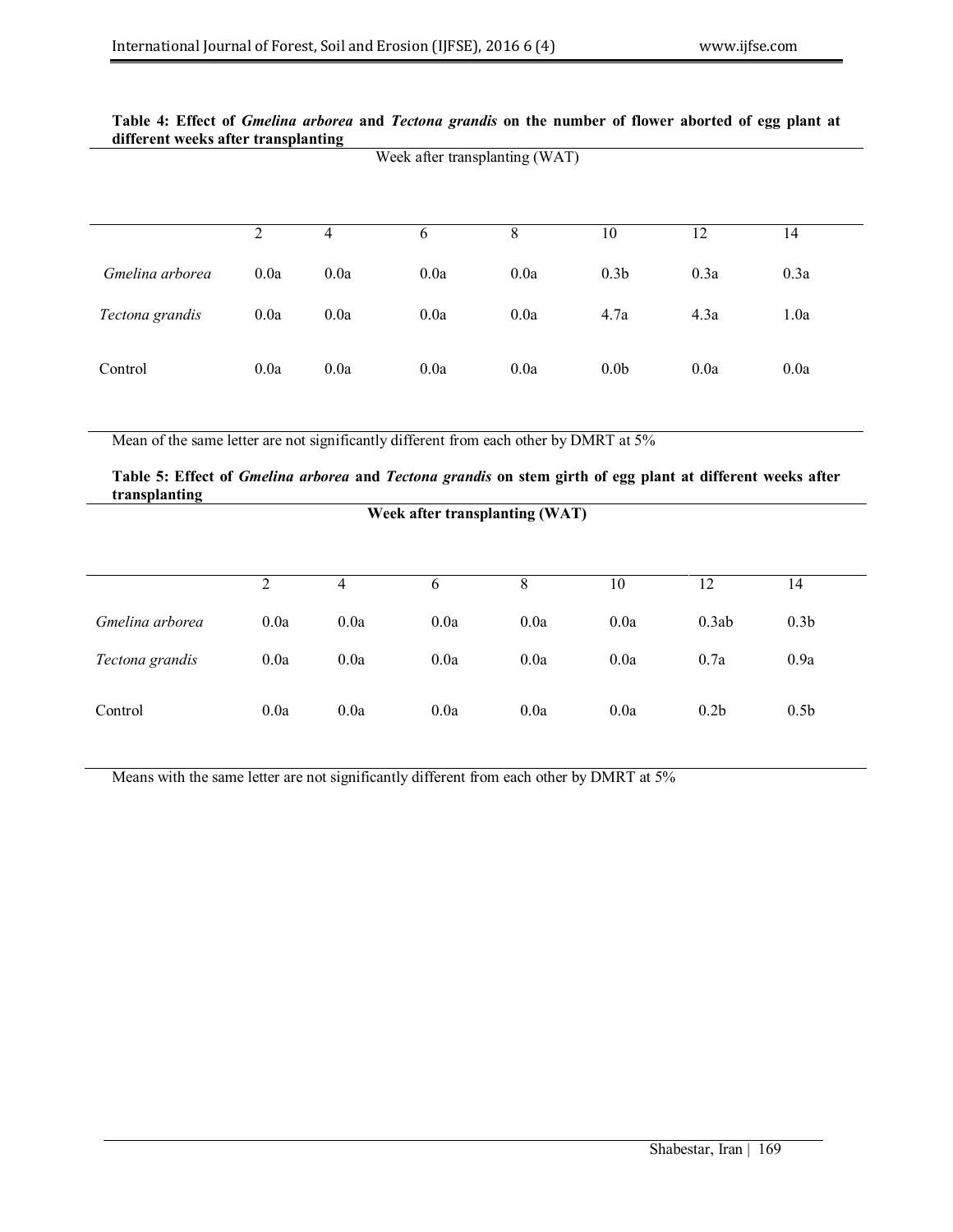**Table 4: Effect of *Gmelina arborea* and *Tectona grandis* on the number of flower aborted of egg plant at different weeks after transplanting**

| | Week after transplanting (WAT) | | | | | | |
|---|---|---|---|---|---|---|---|
| | 2 | 4 | 6 | 8 | 10 | 12 | 14 |
| *Gmelina arborea* | 0.0a | 0.0a | 0.0a | 0.0a | 0.3b | 0.3a | 0.3a |
| *Tectona grandis* | 0.0a | 0.0a | 0.0a | 0.0a | 4.7a | 4.3a | 1.0a |
| Control | 0.0a | 0.0a | 0.0a | 0.0a | 0.0b | 0.0a | 0.0a |

Mean of the same letter are not significantly different from each other by DMRT at 5%

**Table 5: Effect of *Gmelina arborea* and *Tectona grandis* on stem girth of egg plant at different weeks after transplanting**

| | **Week after transplanting (WAT)** | | | | | | |
|---|---|---|---|---|---|---|---|
| | 2 | 4 | 6 | 8 | 10 | 12 | 14 |
| *Gmelina arborea* | 0.0a | 0.0a | 0.0a | 0.0a | 0.0a | 0.3ab | 0.3b |
| *Tectona grandis* | 0.0a | 0.0a | 0.0a | 0.0a | 0.0a | 0.7a | 0.9a |
| Control | 0.0a | 0.0a | 0.0a | 0.0a | 0.0a | 0.2b | 0.5b |

Means with the same letter are not significantly different from each other by DMRT at 5%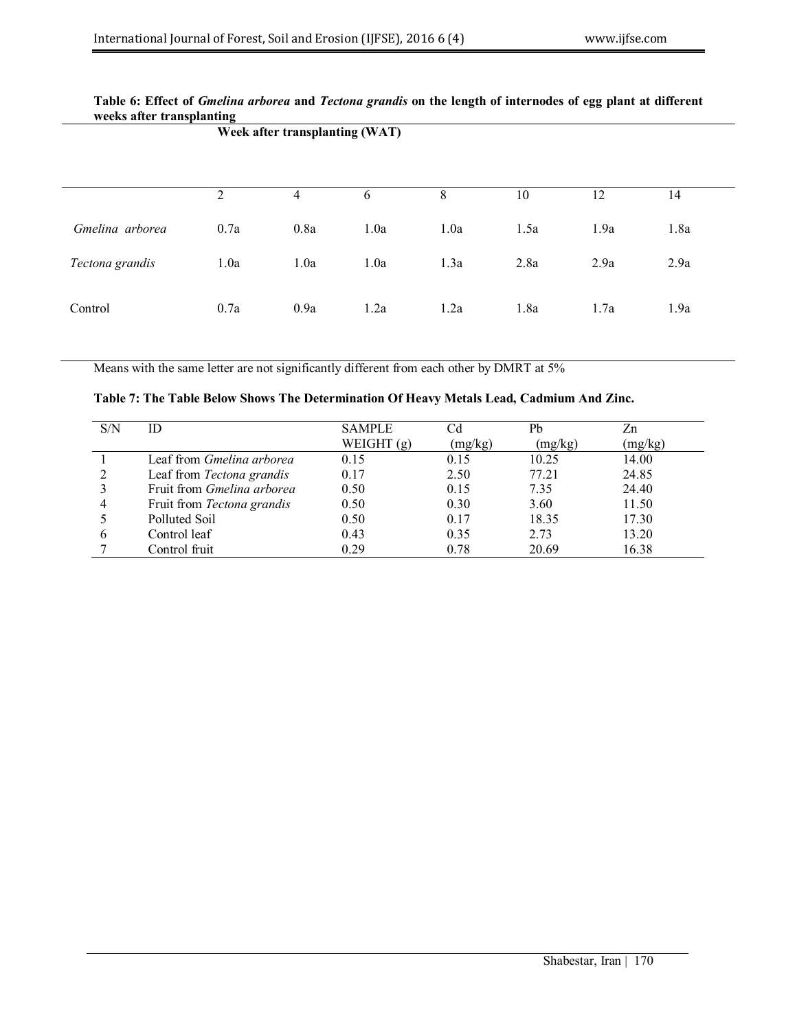**Table 6: Effect of *Gmelina arborea* and *Tectona grandis* on the length of internodes of egg plant at different weeks after transplanting**

| | Week after transplanting (WAT) | | | | | | |
|---|---|---|---|---|---|---|---|
| | 2 | 4 | 6 | 8 | 10 | 12 | 14 |
| *Gmelina arborea* | 0.7a | 0.8a | 1.0a | 1.0a | 1.5a | 1.9a | 1.8a |
| *Tectona grandis* | 1.0a | 1.0a | 1.0a | 1.3a | 2.8a | 2.9a | 2.9a |
| Control | 0.7a | 0.9a | 1.2a | 1.2a | 1.8a | 1.7a | 1.9a |

Means with the same letter are not significantly different from each other by DMRT at 5%

**Table 7: The Table Below Shows The Determination Of Heavy Metals Lead, Cadmium And Zinc.**

| S/N | ID | SAMPLE WEIGHT (g) | Cd (mg/kg) | Pb (mg/kg) | Zn (mg/kg) |
|---|---|---|---|---|---|
| 1 | Leaf from *Gmelina arborea* | 0.15 | 0.15 | 10.25 | 14.00 |
| 2 | Leaf from *Tectona grandis* | 0.17 | 2.50 | 77.21 | 24.85 |
| 3 | Fruit from *Gmelina arborea* | 0.50 | 0.15 | 7.35 | 24.40 |
| 4 | Fruit from *Tectona grandis* | 0.50 | 0.30 | 3.60 | 11.50 |
| 5 | Polluted Soil | 0.50 | 0.17 | 18.35 | 17.30 |
| 6 | Control leaf | 0.43 | 0.35 | 2.73 | 13.20 |
| 7 | Control fruit | 0.29 | 0.78 | 20.69 | 16.38 |